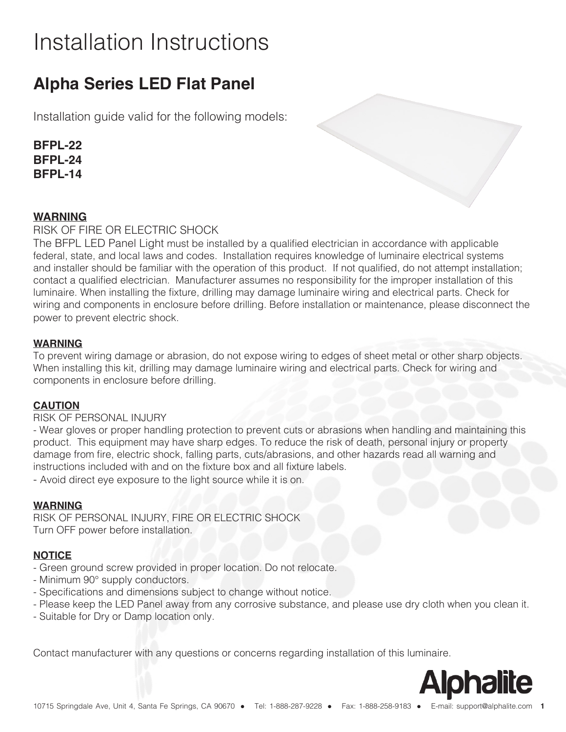# Installation Instructions

## Alpha Series LED Flat Panel

Installation guide valid for the following models:

**BFPL-22**
**BFPL-24**
**BFPL-14**

**WARNING**

RISK OF FIRE OR ELECTRIC SHOCK

The BFPL LED Panel Light must be installed by a qualified electrician in accordance with applicable federal, state, and local laws and codes. Installation requires knowledge of luminaire electrical systems and installer should be familiar with the operation of this product. If not qualified, do not attempt installation; contact a qualified electrician. Manufacturer assumes no responsibility for the improper installation of this luminaire. When installing the fixture, drilling may damage luminaire wiring and electrical parts. Check for wiring and components in enclosure before drilling. Before installation or maintenance, please disconnect the power to prevent electric shock.

**WARNING**

To prevent wiring damage or abrasion, do not expose wiring to edges of sheet metal or other sharp objects. When installing this kit, drilling may damage luminaire wiring and electrical parts. Check for wiring and components in enclosure before drilling.

**CAUTION**

RISK OF PERSONAL INJURY

- Wear gloves or proper handling protection to prevent cuts or abrasions when handling and maintaining this product. This equipment may have sharp edges. To reduce the risk of death, personal injury or property damage from fire, electric shock, falling parts, cuts/abrasions, and other hazards read all warning and instructions included with and on the fixture box and all fixture labels.
- Avoid direct eye exposure to the light source while it is on.

**WARNING**

RISK OF PERSONAL INJURY, FIRE OR ELECTRIC SHOCK

Turn OFF power before installation.

**NOTICE**

- Green ground screw provided in proper location. Do not relocate.
- Minimum 90° supply conductors.
- Specifications and dimensions subject to change without notice.
- Please keep the LED Panel away from any corrosive substance, and please use dry cloth when you clean it.
- Suitable for Dry or Damp location only.

Contact manufacturer with any questions or concerns regarding installation of this luminaire.

Alphalite

10715 Springdale Ave, Unit 4, Santa Fe Springs, CA 90670 • Tel: 1-888-287-9228 • Fax: 1-888-258-9183 • E-mail: support@alphalite.com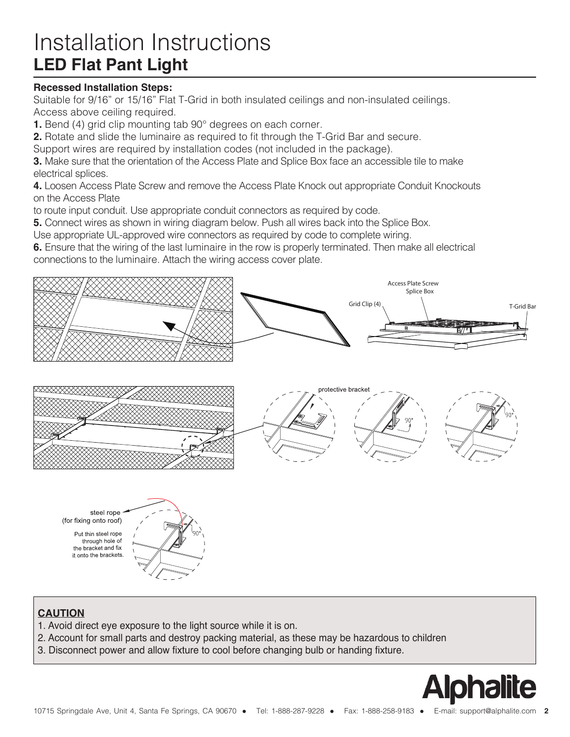# Installation Instructions

## LED Flat Pant Light

**Recessed Installation Steps:**

Suitable for 9/16" or 15/16" Flat T-Grid in both insulated ceilings and non-insulated ceilings.
Access above ceiling required.

**1.** Bend (4) grid clip mounting tab 90° degrees on each corner.

**2.** Rotate and slide the luminaire as required to fit through the T-Grid Bar and secure.
Support wires are required by installation codes (not included in the package).

**3.** Make sure that the orientation of the Access Plate and Splice Box face an accessible tile to make electrical splices.

**4.** Loosen Access Plate Screw and remove the Access Plate Knock out appropriate Conduit Knockouts on the Access Plate
to route input conduit. Use appropriate conduit connectors as required by code.

**5.** Connect wires as shown in wiring diagram below. Push all wires back into the Splice Box.
Use appropriate UL-approved wire connectors as required by code to complete wiring.

**6.** Ensure that the wiring of the last luminaire in the row is properly terminated. Then make all electrical connections to the luminaire. Attach the wiring access cover plate.

Access Plate Screw
Splice Box
Grid Clip (4)
T-Grid Bar

protective bracket
90°
90°

steel rope
(for fixing onto roof)
Put thin steel rope through hole of the bracket and fix it onto the brackets.
90°

**CAUTION**

1. Avoid direct eye exposure to the light source while it is on.
2. Account for small parts and destroy packing material, as these may be hazardous to children
3. Disconnect power and allow fixture to cool before changing bulb or handing fixture.

Alphalite

10715 Springdale Ave, Unit 4, Santa Fe Springs, CA 90670 ● Tel: 1-888-287-9228 ● Fax: 1-888-258-9183 ● E-mail: support@alphalite.com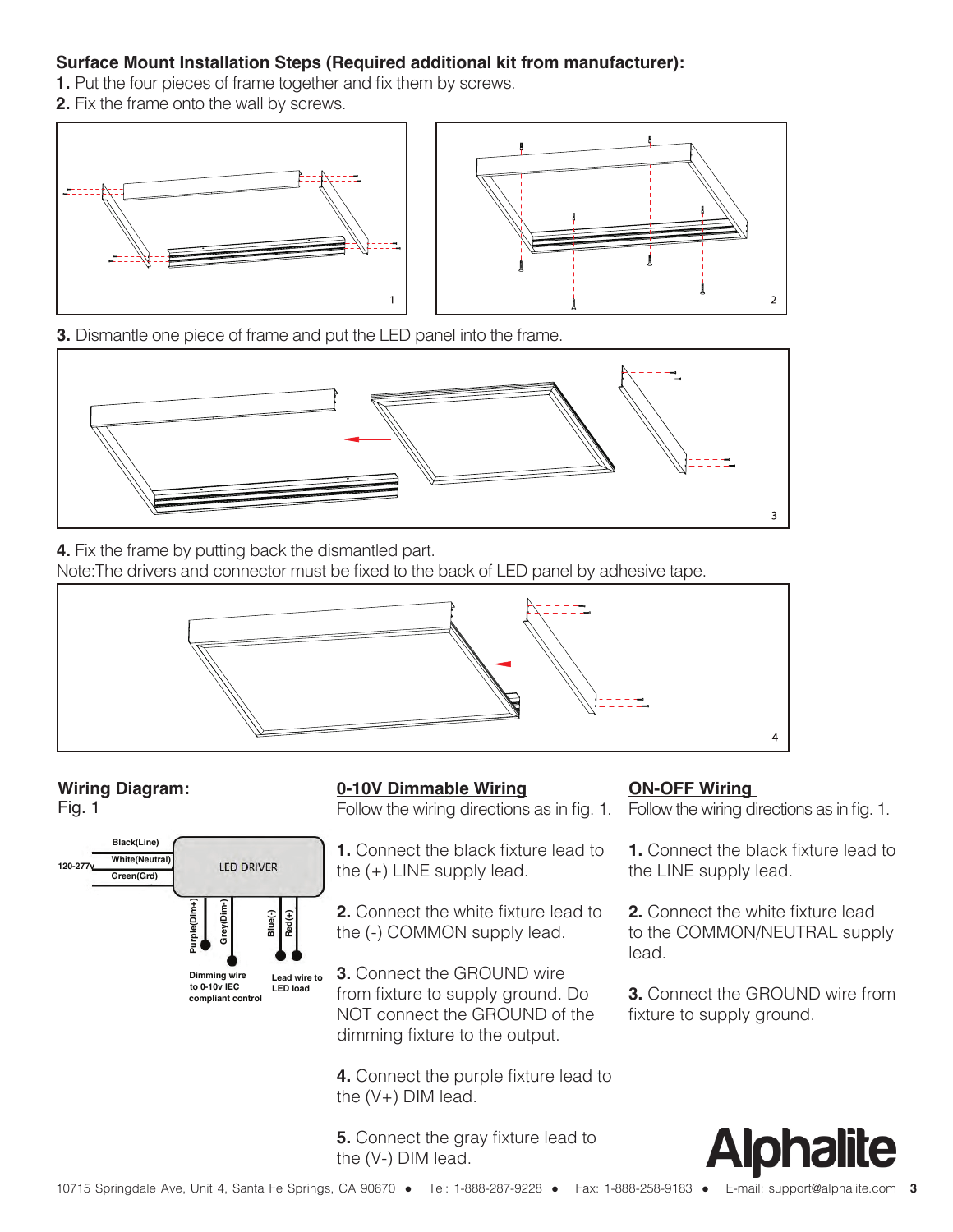**Surface Mount Installation Steps (Required additional kit from manufacturer):**

**1.** Put the four pieces of frame together and fix them by screws.

**2.** Fix the frame onto the wall by screws.

**3.** Dismantle one piece of frame and put the LED panel into the frame.

**4.** Fix the frame by putting back the dismantled part.

Note:The drivers and connector must be fixed to the back of LED panel by adhesive tape.

## Wiring Diagram:

Fig. 1

120-277v — Black(Line), White(Neutral), Green(Grd) — LED DRIVER

Purple(Dim+), Grey(Dim-): Dimming wire to 0-10v IEC compliant control

Blue(-), Red(+): Lead wire to LED load

## 0-10V Dimmable Wiring

Follow the wiring directions as in fig. 1.

**1.** Connect the black fixture lead to the (+) LINE supply lead.

**2.** Connect the white fixture lead to the (-) COMMON supply lead.

**3.** Connect the GROUND wire from fixture to supply ground. Do NOT connect the GROUND of the dimming fixture to the output.

**4.** Connect the purple fixture lead to the (V+) DIM lead.

**5.** Connect the gray fixture lead to the (V-) DIM lead.

## ON-OFF Wiring

Follow the wiring directions as in fig. 1.

**1.** Connect the black fixture lead to the LINE supply lead.

**2.** Connect the white fixture lead to the COMMON/NEUTRAL supply lead.

**3.** Connect the GROUND wire from fixture to supply ground.

Alphalite

10715 Springdale Ave, Unit 4, Santa Fe Springs, CA 90670 ● Tel: 1-888-287-9228 ● Fax: 1-888-258-9183 ● E-mail: support@alphalite.com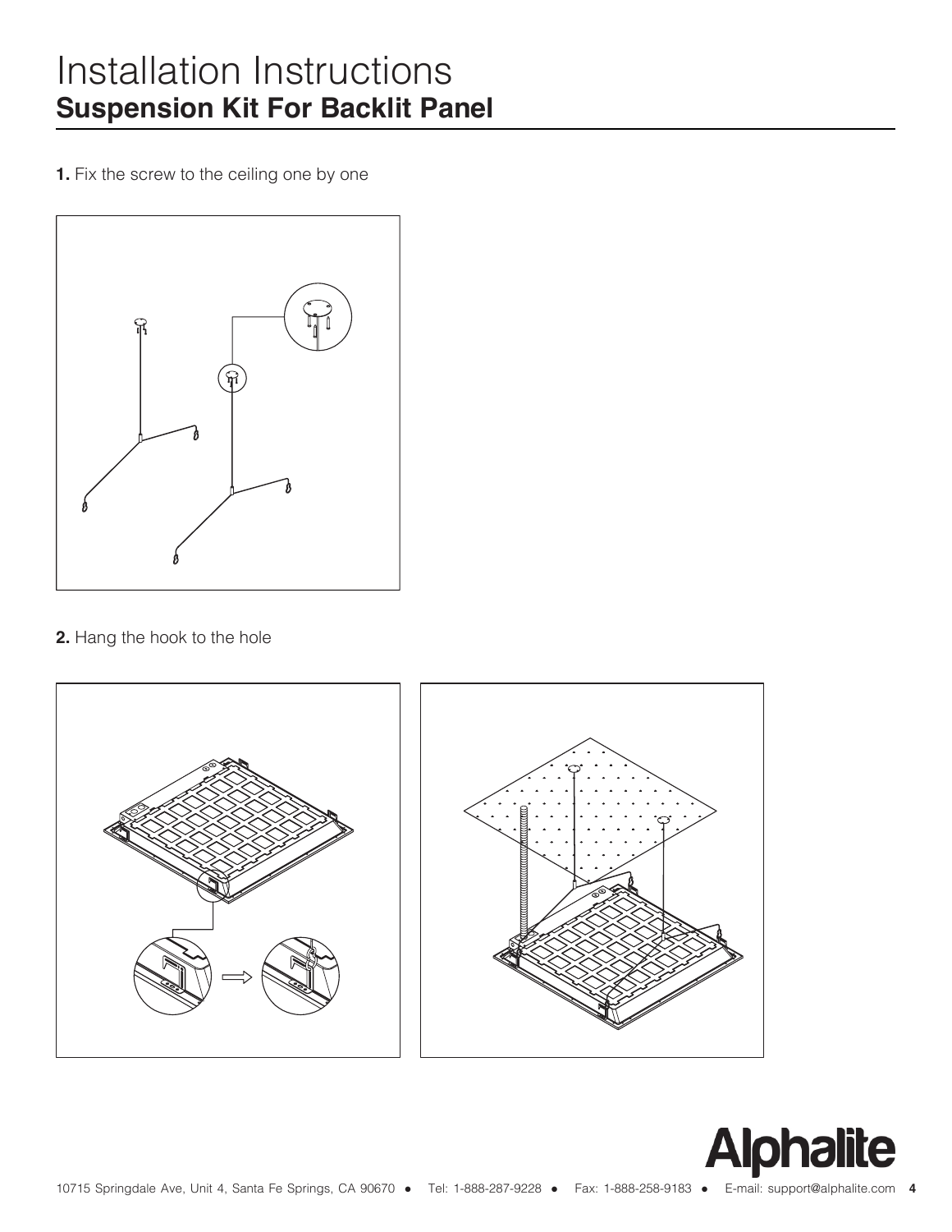# Installation Instructions

## Suspension Kit For Backlit Panel

**1.** Fix the screw to the ceiling one by one

**2.** Hang the hook to the hole